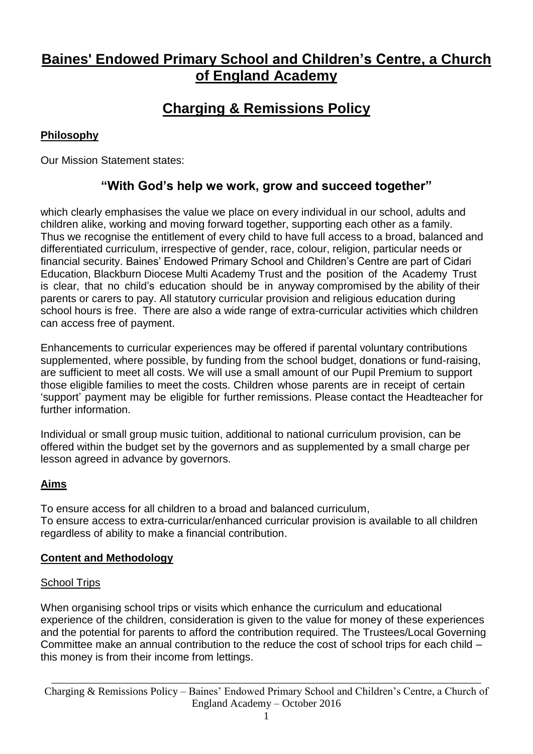# Baines' Endowed Primary School and Children's Centre, a Church of England Academy

# Charging & Remissions Policy

## Philosophy

Our Mission Statement states:

### "With God's help we work, grow and succeed together"

which clearly emphasises the value we place on every individual in our school, adults and children alike, working and moving forward together, supporting each other as a family. Thus we recognise the entitlement of every child to have full access to a broad, balanced and differentiated curriculum, irrespective of gender, race, colour, religion, particular needs or financial security. Baines' Endowed Primary School and Children's Centre are part of Cidari Education, Blackburn Diocese Multi Academy Trust and the position of the Academy Trust is clear, that no child's education should be in anyway compromised by the ability of their parents or carers to pay. All statutory curricular provision and religious education during school hours is free. There are also a wide range of extra-curricular activities which children can access free of payment.

Enhancements to curricular experiences may be offered if parental voluntary contributions supplemented, where possible, by funding from the school budget, donations or fund-raising, are sufficient to meet all costs. We will use a small amount of our Pupil Premium to support those eligible families to meet the costs. Children whose parents are in receipt of certain 'support' payment may be eligible for further remissions. Please contact the Headteacher for further information.

Individual or small group music tuition, additional to national curriculum provision, can be offered within the budget set by the governors and as supplemented by a small charge per lesson agreed in advance by governors.

## Aims

To ensure access for all children to a broad and balanced curriculum,
To ensure access to extra-curricular/enhanced curricular provision is available to all children regardless of ability to make a financial contribution.

## Content and Methodology

### School Trips

When organising school trips or visits which enhance the curriculum and educational experience of the children, consideration is given to the value for money of these experiences and the potential for parents to afford the contribution required. The Trustees/Local Governing Committee make an annual contribution to the reduce the cost of school trips for each child – this money is from their income from lettings.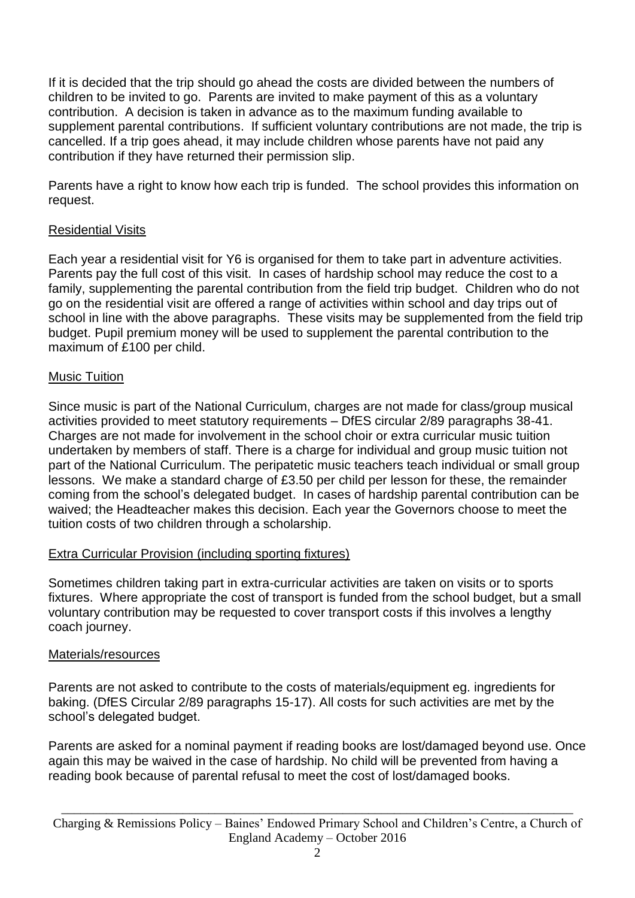If it is decided that the trip should go ahead the costs are divided between the numbers of children to be invited to go. Parents are invited to make payment of this as a voluntary contribution. A decision is taken in advance as to the maximum funding available to supplement parental contributions. If sufficient voluntary contributions are not made, the trip is cancelled. If a trip goes ahead, it may include children whose parents have not paid any contribution if they have returned their permission slip.

Parents have a right to know how each trip is funded. The school provides this information on request.

## Residential Visits

Each year a residential visit for Y6 is organised for them to take part in adventure activities. Parents pay the full cost of this visit. In cases of hardship school may reduce the cost to a family, supplementing the parental contribution from the field trip budget. Children who do not go on the residential visit are offered a range of activities within school and day trips out of school in line with the above paragraphs. These visits may be supplemented from the field trip budget. Pupil premium money will be used to supplement the parental contribution to the maximum of £100 per child.

## Music Tuition

Since music is part of the National Curriculum, charges are not made for class/group musical activities provided to meet statutory requirements – DfES circular 2/89 paragraphs 38-41. Charges are not made for involvement in the school choir or extra curricular music tuition undertaken by members of staff. There is a charge for individual and group music tuition not part of the National Curriculum. The peripatetic music teachers teach individual or small group lessons. We make a standard charge of £3.50 per child per lesson for these, the remainder coming from the school's delegated budget. In cases of hardship parental contribution can be waived; the Headteacher makes this decision. Each year the Governors choose to meet the tuition costs of two children through a scholarship.

## Extra Curricular Provision (including sporting fixtures)

Sometimes children taking part in extra-curricular activities are taken on visits or to sports fixtures. Where appropriate the cost of transport is funded from the school budget, but a small voluntary contribution may be requested to cover transport costs if this involves a lengthy coach journey.

## Materials/resources

Parents are not asked to contribute to the costs of materials/equipment eg. ingredients for baking. (DfES Circular 2/89 paragraphs 15-17). All costs for such activities are met by the school's delegated budget.

Parents are asked for a nominal payment if reading books are lost/damaged beyond use. Once again this may be waived in the case of hardship. No child will be prevented from having a reading book because of parental refusal to meet the cost of lost/damaged books.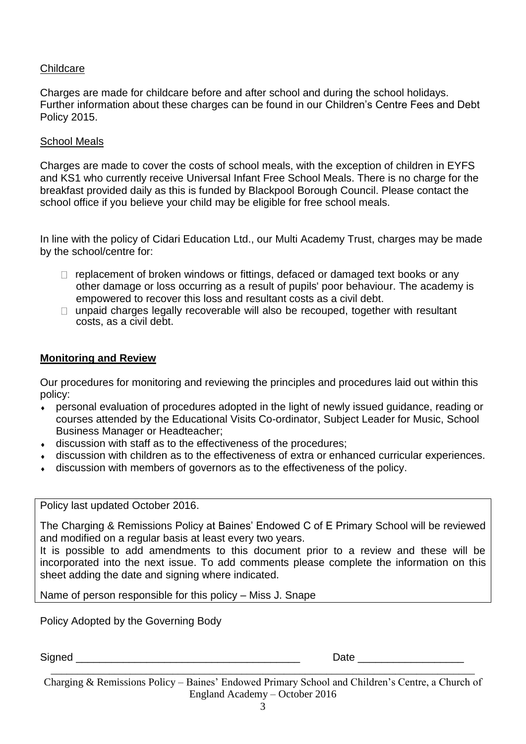Childcare

Charges are made for childcare before and after school and during the school holidays. Further information about these charges can be found in our Children's Centre Fees and Debt Policy 2015.

School Meals

Charges are made to cover the costs of school meals, with the exception of children in EYFS and KS1 who currently receive Universal Infant Free School Meals. There is no charge for the breakfast provided daily as this is funded by Blackpool Borough Council. Please contact the school office if you believe your child may be eligible for free school meals.

In line with the policy of Cidari Education Ltd., our Multi Academy Trust, charges may be made by the school/centre for:

- replacement of broken windows or fittings, defaced or damaged text books or any other damage or loss occurring as a result of pupils' poor behaviour. The academy is empowered to recover this loss and resultant costs as a civil debt.
- unpaid charges legally recoverable will also be recouped, together with resultant costs, as a civil debt.

## Monitoring and Review

Our procedures for monitoring and reviewing the principles and procedures laid out within this policy:

- personal evaluation of procedures adopted in the light of newly issued guidance, reading or courses attended by the Educational Visits Co-ordinator, Subject Leader for Music, School Business Manager or Headteacher;
- discussion with staff as to the effectiveness of the procedures;
- discussion with children as to the effectiveness of extra or enhanced curricular experiences.
- discussion with members of governors as to the effectiveness of the policy.

Policy last updated October 2016.

The Charging & Remissions Policy at Baines' Endowed C of E Primary School will be reviewed and modified on a regular basis at least every two years.

It is possible to add amendments to this document prior to a review and these will be incorporated into the next issue. To add comments please complete the information on this sheet adding the date and signing where indicated.

Name of person responsible for this policy – Miss J. Snape

Policy Adopted by the Governing Body

Signed ______________________________________ Date __________________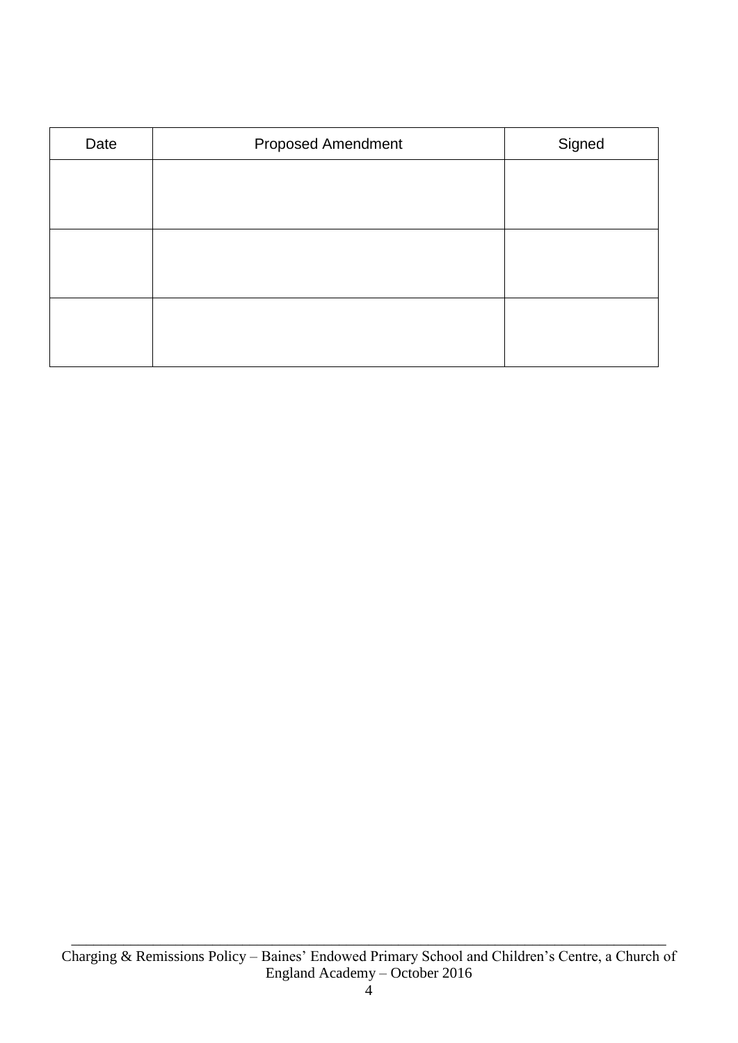| Date | Proposed Amendment | Signed |
|---|---|---|
| | | |
| | | |
| | | |